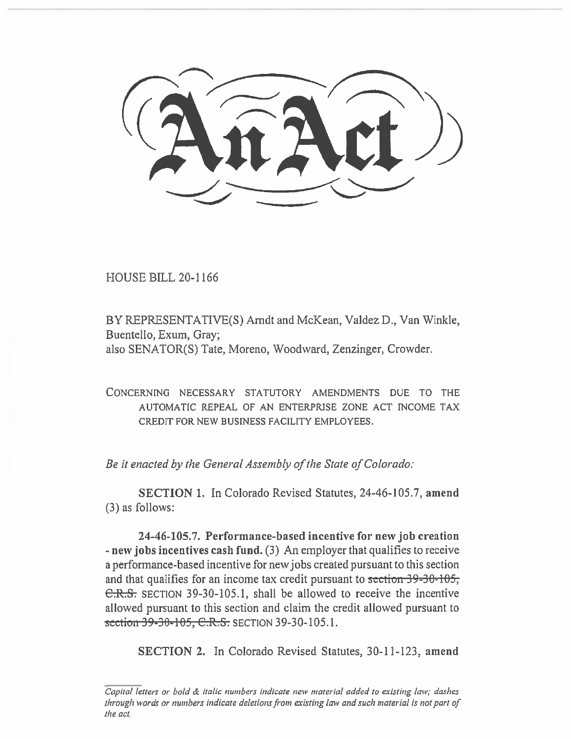# An Act

HOUSE BILL 20-1166

BY REPRESENTATIVE(S) Arndt and McKean, Valdez D., Van Winkle, Buentello, Exum, Gray;
also SENATOR(S) Tate, Moreno, Woodward, Zenzinger, Crowder.

CONCERNING NECESSARY STATUTORY AMENDMENTS DUE TO THE AUTOMATIC REPEAL OF AN ENTERPRISE ZONE ACT INCOME TAX CREDIT FOR NEW BUSINESS FACILITY EMPLOYEES.

*Be it enacted by the General Assembly of the State of Colorado:*

**SECTION 1.** In Colorado Revised Statutes, 24-46-105.7, **amend** (3) as follows:

**24-46-105.7. Performance-based incentive for new job creation - new jobs incentives cash fund.** (3) An employer that qualifies to receive a performance-based incentive for new jobs created pursuant to this section and that qualifies for an income tax credit pursuant to ~~section 39-30-105, C.R.S.~~ SECTION 39-30-105.1, shall be allowed to receive the incentive allowed pursuant to this section and claim the credit allowed pursuant to ~~section 39-30-105, C.R.S.~~ SECTION 39-30-105.1.

**SECTION 2.** In Colorado Revised Statutes, 30-11-123, **amend**

*Capital letters or bold & italic numbers indicate new material added to existing law; dashes through words or numbers indicate deletions from existing law and such material is not part of the act.*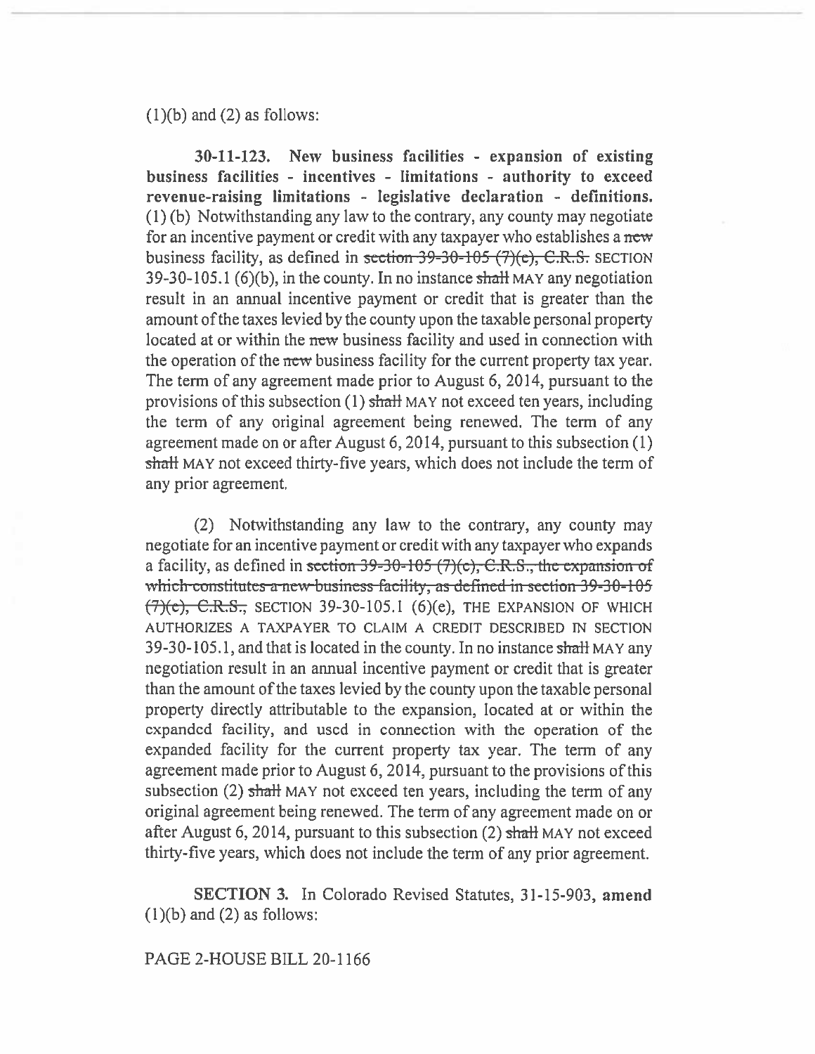(1)(b) and (2) as follows:

**30-11-123. New business facilities - expansion of existing business facilities - incentives - limitations - authority to exceed revenue-raising limitations - legislative declaration - definitions.** (1) (b) Notwithstanding any law to the contrary, any county may negotiate for an incentive payment or credit with any taxpayer who establishes a ~~new~~ business facility, as defined in ~~section 39-30-105 (7)(c), C.R.S.~~ SECTION 39-30-105.1 (6)(b), in the county. In no instance ~~shall~~ MAY any negotiation result in an annual incentive payment or credit that is greater than the amount of the taxes levied by the county upon the taxable personal property located at or within the ~~new~~ business facility and used in connection with the operation of the ~~new~~ business facility for the current property tax year. The term of any agreement made prior to August 6, 2014, pursuant to the provisions of this subsection (1) ~~shall~~ MAY not exceed ten years, including the term of any original agreement being renewed. The term of any agreement made on or after August 6, 2014, pursuant to this subsection (1) ~~shall~~ MAY not exceed thirty-five years, which does not include the term of any prior agreement.

(2) Notwithstanding any law to the contrary, any county may negotiate for an incentive payment or credit with any taxpayer who expands a facility, as defined in ~~section 39-30-105 (7)(c), C.R.S., the expansion of which constitutes a new business facility, as defined in section 39-30-105 (7)(c), C.R.S.,~~ SECTION 39-30-105.1 (6)(e), THE EXPANSION OF WHICH AUTHORIZES A TAXPAYER TO CLAIM A CREDIT DESCRIBED IN SECTION 39-30-105.1, and that is located in the county. In no instance ~~shall~~ MAY any negotiation result in an annual incentive payment or credit that is greater than the amount of the taxes levied by the county upon the taxable personal property directly attributable to the expansion, located at or within the expanded facility, and used in connection with the operation of the expanded facility for the current property tax year. The term of any agreement made prior to August 6, 2014, pursuant to the provisions of this subsection (2) ~~shall~~ MAY not exceed ten years, including the term of any original agreement being renewed. The term of any agreement made on or after August 6, 2014, pursuant to this subsection (2) ~~shall~~ MAY not exceed thirty-five years, which does not include the term of any prior agreement.

**SECTION 3.** In Colorado Revised Statutes, 31-15-903, **amend** (1)(b) and (2) as follows: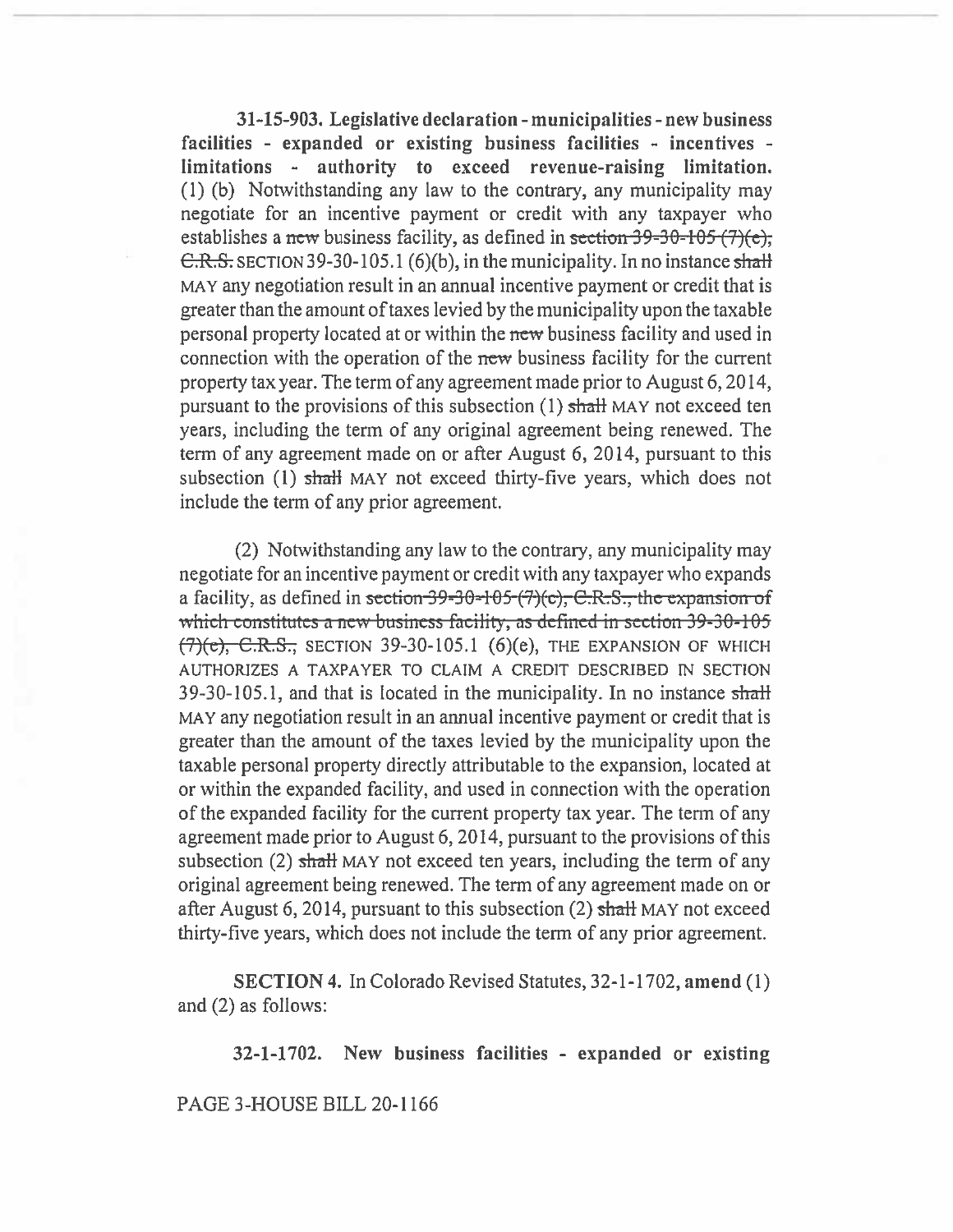**31-15-903. Legislative declaration - municipalities - new business facilities - expanded or existing business facilities - incentives - limitations - authority to exceed revenue-raising limitation.** (1) (b) Notwithstanding any law to the contrary, any municipality may negotiate for an incentive payment or credit with any taxpayer who establishes a ~~new~~ business facility, as defined in ~~section 39-30-105 (7)(e), C.R.S.~~ SECTION 39-30-105.1 (6)(b), in the municipality. In no instance ~~shall~~ MAY any negotiation result in an annual incentive payment or credit that is greater than the amount of taxes levied by the municipality upon the taxable personal property located at or within the ~~new~~ business facility and used in connection with the operation of the ~~new~~ business facility for the current property tax year. The term of any agreement made prior to August 6, 2014, pursuant to the provisions of this subsection (1) ~~shall~~ MAY not exceed ten years, including the term of any original agreement being renewed. The term of any agreement made on or after August 6, 2014, pursuant to this subsection (1) ~~shall~~ MAY not exceed thirty-five years, which does not include the term of any prior agreement.

(2) Notwithstanding any law to the contrary, any municipality may negotiate for an incentive payment or credit with any taxpayer who expands a facility, as defined in ~~section 39-30-105 (7)(c), C.R.S., the expansion of which constitutes a new business facility, as defined in section 39-30-105 (7)(e), C.R.S.,~~ SECTION 39-30-105.1 (6)(e), THE EXPANSION OF WHICH AUTHORIZES A TAXPAYER TO CLAIM A CREDIT DESCRIBED IN SECTION 39-30-105.1, and that is located in the municipality. In no instance ~~shall~~ MAY any negotiation result in an annual incentive payment or credit that is greater than the amount of the taxes levied by the municipality upon the taxable personal property directly attributable to the expansion, located at or within the expanded facility, and used in connection with the operation of the expanded facility for the current property tax year. The term of any agreement made prior to August 6, 2014, pursuant to the provisions of this subsection (2) ~~shall~~ MAY not exceed ten years, including the term of any original agreement being renewed. The term of any agreement made on or after August 6, 2014, pursuant to this subsection (2) ~~shall~~ MAY not exceed thirty-five years, which does not include the term of any prior agreement.

**SECTION 4.** In Colorado Revised Statutes, 32-1-1702, **amend** (1) and (2) as follows:

**32-1-1702. New business facilities - expanded or existing**

PAGE 3-HOUSE BILL 20-1166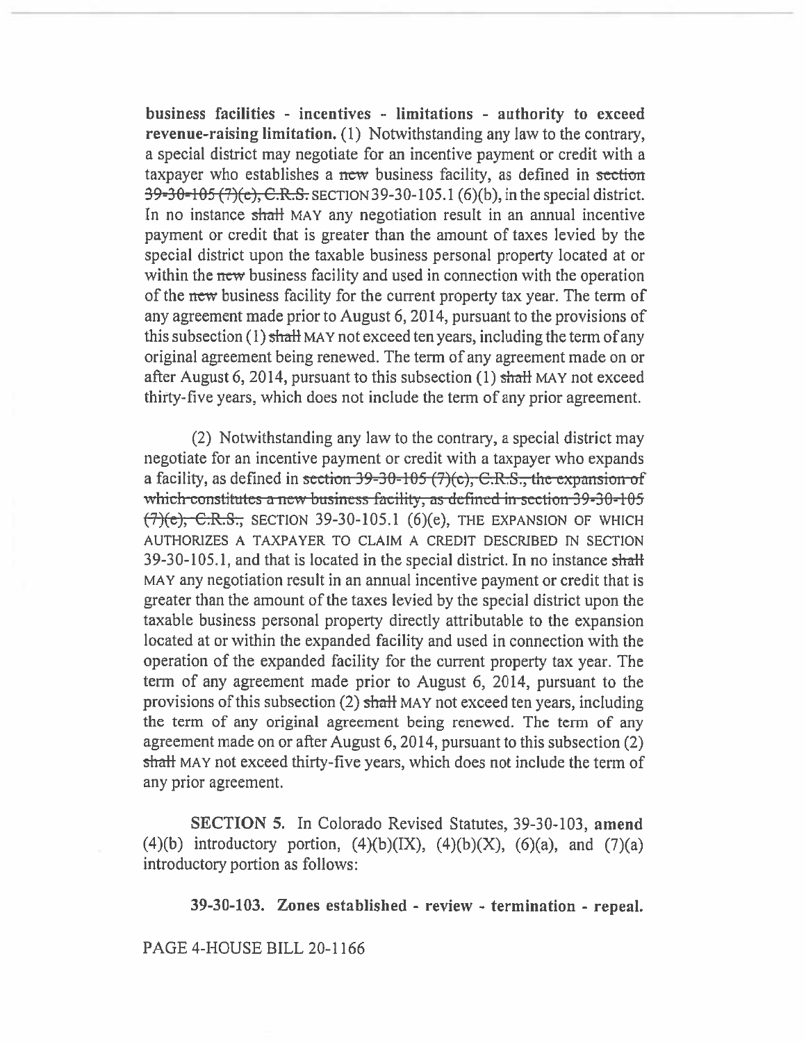**business facilities - incentives - limitations - authority to exceed revenue-raising limitation.** (1) Notwithstanding any law to the contrary, a special district may negotiate for an incentive payment or credit with a taxpayer who establishes a ~~new~~ business facility, as defined in ~~section 39-30-105 (7)(c), C.R.S.~~ SECTION 39-30-105.1 (6)(b), in the special district. In no instance ~~shall~~ MAY any negotiation result in an annual incentive payment or credit that is greater than the amount of taxes levied by the special district upon the taxable business personal property located at or within the ~~new~~ business facility and used in connection with the operation of the ~~new~~ business facility for the current property tax year. The term of any agreement made prior to August 6, 2014, pursuant to the provisions of this subsection (1) ~~shall~~ MAY not exceed ten years, including the term of any original agreement being renewed. The term of any agreement made on or after August 6, 2014, pursuant to this subsection (1) ~~shall~~ MAY not exceed thirty-five years, which does not include the term of any prior agreement.

(2) Notwithstanding any law to the contrary, a special district may negotiate for an incentive payment or credit with a taxpayer who expands a facility, as defined in ~~section 39-30-105 (7)(c), C.R.S., the expansion of which constitutes a new business facility, as defined in section 39-30-105 (7)(c), C.R.S.,~~ SECTION 39-30-105.1 (6)(e), THE EXPANSION OF WHICH AUTHORIZES A TAXPAYER TO CLAIM A CREDIT DESCRIBED IN SECTION 39-30-105.1, and that is located in the special district. In no instance ~~shall~~ MAY any negotiation result in an annual incentive payment or credit that is greater than the amount of the taxes levied by the special district upon the taxable business personal property directly attributable to the expansion located at or within the expanded facility and used in connection with the operation of the expanded facility for the current property tax year. The term of any agreement made prior to August 6, 2014, pursuant to the provisions of this subsection (2) ~~shall~~ MAY not exceed ten years, including the term of any original agreement being renewed. The term of any agreement made on or after August 6, 2014, pursuant to this subsection (2) ~~shall~~ MAY not exceed thirty-five years, which does not include the term of any prior agreement.

**SECTION 5.** In Colorado Revised Statutes, 39-30-103, **amend** (4)(b) introductory portion, (4)(b)(IX), (4)(b)(X), (6)(a), and (7)(a) introductory portion as follows:

**39-30-103. Zones established - review - termination - repeal.**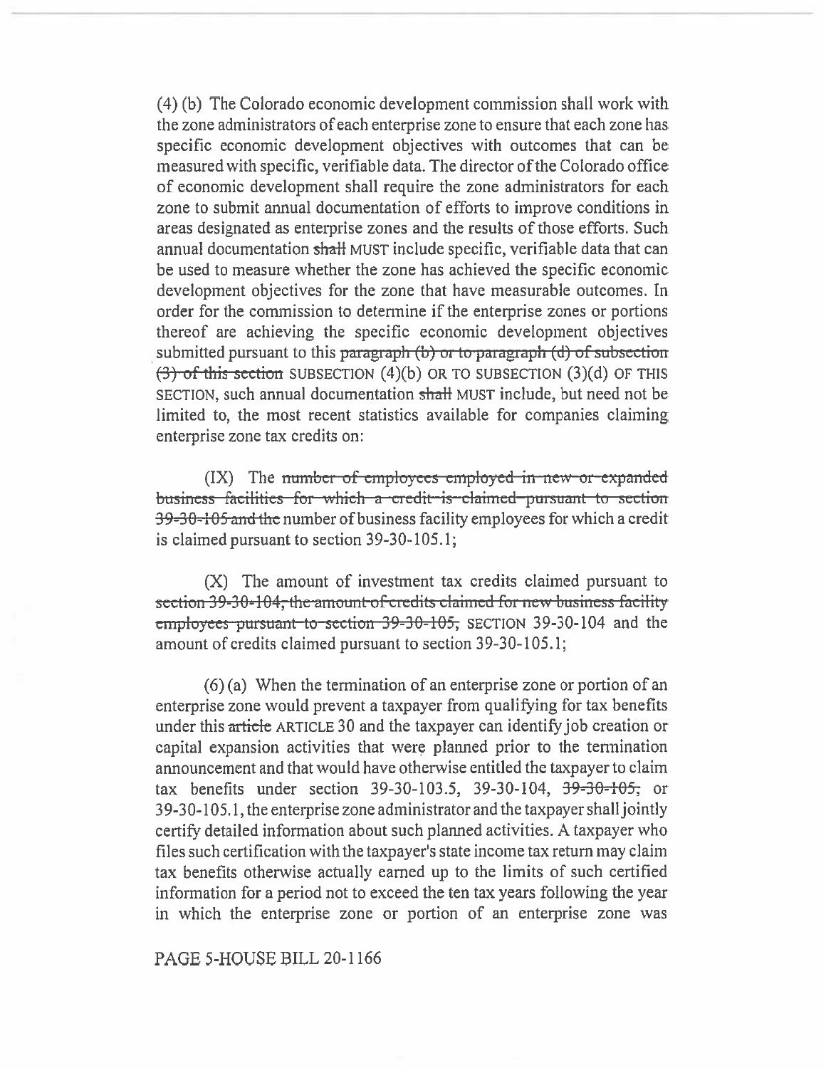(4) (b) The Colorado economic development commission shall work with the zone administrators of each enterprise zone to ensure that each zone has specific economic development objectives with outcomes that can be measured with specific, verifiable data. The director of the Colorado office of economic development shall require the zone administrators for each zone to submit annual documentation of efforts to improve conditions in areas designated as enterprise zones and the results of those efforts. Such annual documentation ~~shall~~ MUST include specific, verifiable data that can be used to measure whether the zone has achieved the specific economic development objectives for the zone that have measurable outcomes. In order for the commission to determine if the enterprise zones or portions thereof are achieving the specific economic development objectives submitted pursuant to this ~~paragraph (b) or to paragraph (d) of subsection (3) of this section~~ SUBSECTION (4)(b) OR TO SUBSECTION (3)(d) OF THIS SECTION, such annual documentation ~~shall~~ MUST include, but need not be limited to, the most recent statistics available for companies claiming enterprise zone tax credits on:

(IX) The ~~number of employees employed in new or expanded business facilities for which a credit is claimed pursuant to section 39-30-105 and the~~ number of business facility employees for which a credit is claimed pursuant to section 39-30-105.1;

(X) The amount of investment tax credits claimed pursuant to ~~section 39-30-104, the amount of credits claimed for new business facility employees pursuant to section 39-30-105,~~ SECTION 39-30-104 and the amount of credits claimed pursuant to section 39-30-105.1;

(6) (a) When the termination of an enterprise zone or portion of an enterprise zone would prevent a taxpayer from qualifying for tax benefits under this ~~article~~ ARTICLE 30 and the taxpayer can identify job creation or capital expansion activities that were planned prior to the termination announcement and that would have otherwise entitled the taxpayer to claim tax benefits under section 39-30-103.5, 39-30-104, ~~39-30-105,~~ or 39-30-105.1, the enterprise zone administrator and the taxpayer shall jointly certify detailed information about such planned activities. A taxpayer who files such certification with the taxpayer's state income tax return may claim tax benefits otherwise actually earned up to the limits of such certified information for a period not to exceed the ten tax years following the year in which the enterprise zone or portion of an enterprise zone was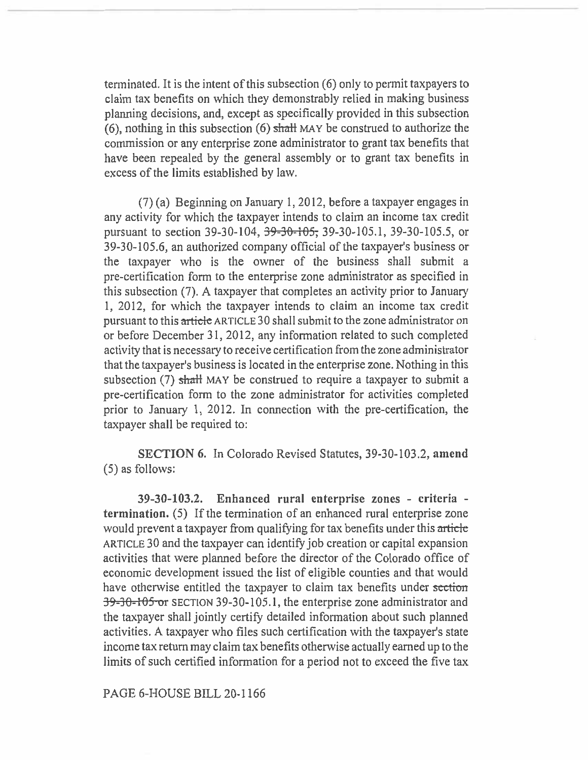terminated. It is the intent of this subsection (6) only to permit taxpayers to claim tax benefits on which they demonstrably relied in making business planning decisions, and, except as specifically provided in this subsection (6), nothing in this subsection (6) ~~shall~~ MAY be construed to authorize the commission or any enterprise zone administrator to grant tax benefits that have been repealed by the general assembly or to grant tax benefits in excess of the limits established by law.

(7) (a) Beginning on January 1, 2012, before a taxpayer engages in any activity for which the taxpayer intends to claim an income tax credit pursuant to section 39-30-104, ~~39-30-105,~~ 39-30-105.1, 39-30-105.5, or 39-30-105.6, an authorized company official of the taxpayer's business or the taxpayer who is the owner of the business shall submit a pre-certification form to the enterprise zone administrator as specified in this subsection (7). A taxpayer that completes an activity prior to January 1, 2012, for which the taxpayer intends to claim an income tax credit pursuant to this ~~article~~ ARTICLE 30 shall submit to the zone administrator on or before December 31, 2012, any information related to such completed activity that is necessary to receive certification from the zone administrator that the taxpayer's business is located in the enterprise zone. Nothing in this subsection (7) ~~shall~~ MAY be construed to require a taxpayer to submit a pre-certification form to the zone administrator for activities completed prior to January 1, 2012. In connection with the pre-certification, the taxpayer shall be required to:

**SECTION 6.** In Colorado Revised Statutes, 39-30-103.2, **amend** (5) as follows:

**39-30-103.2. Enhanced rural enterprise zones - criteria - termination.** (5) If the termination of an enhanced rural enterprise zone would prevent a taxpayer from qualifying for tax benefits under this ~~article~~ ARTICLE 30 and the taxpayer can identify job creation or capital expansion activities that were planned before the director of the Colorado office of economic development issued the list of eligible counties and that would have otherwise entitled the taxpayer to claim tax benefits under ~~section 39-30-105 or~~ SECTION 39-30-105.1, the enterprise zone administrator and the taxpayer shall jointly certify detailed information about such planned activities. A taxpayer who files such certification with the taxpayer's state income tax return may claim tax benefits otherwise actually earned up to the limits of such certified information for a period not to exceed the five tax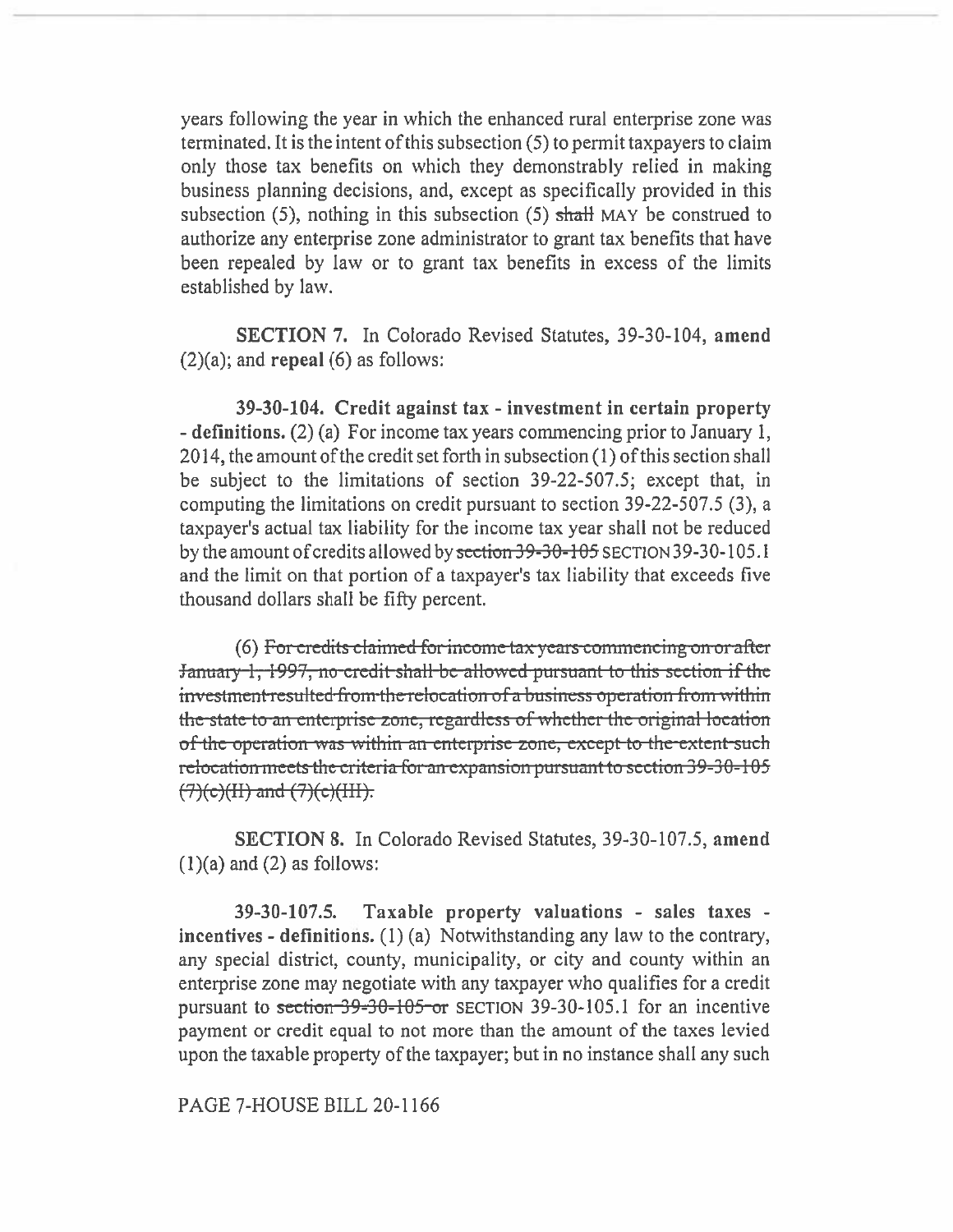years following the year in which the enhanced rural enterprise zone was terminated. It is the intent of this subsection (5) to permit taxpayers to claim only those tax benefits on which they demonstrably relied in making business planning decisions, and, except as specifically provided in this subsection (5), nothing in this subsection (5) ~~shall~~ MAY be construed to authorize any enterprise zone administrator to grant tax benefits that have been repealed by law or to grant tax benefits in excess of the limits established by law.

**SECTION 7.** In Colorado Revised Statutes, 39-30-104, **amend** (2)(a); and **repeal** (6) as follows:

**39-30-104. Credit against tax - investment in certain property - definitions.** (2) (a) For income tax years commencing prior to January 1, 2014, the amount of the credit set forth in subsection (1) of this section shall be subject to the limitations of section 39-22-507.5; except that, in computing the limitations on credit pursuant to section 39-22-507.5 (3), a taxpayer's actual tax liability for the income tax year shall not be reduced by the amount of credits allowed by ~~section 39-30-105~~ SECTION 39-30-105.1 and the limit on that portion of a taxpayer's tax liability that exceeds five thousand dollars shall be fifty percent.

(6) ~~For credits claimed for income tax years commencing on or after January 1, 1997, no credit shall be allowed pursuant to this section if the investment resulted from the relocation of a business operation from within the state to an enterprise zone, regardless of whether the original location of the operation was within an enterprise zone, except to the extent such relocation meets the criteria for an expansion pursuant to section 39-30-105 (7)(c)(II) and (7)(c)(III).~~

**SECTION 8.** In Colorado Revised Statutes, 39-30-107.5, **amend** (1)(a) and (2) as follows:

**39-30-107.5. Taxable property valuations - sales taxes - incentives - definitions.** (1) (a) Notwithstanding any law to the contrary, any special district, county, municipality, or city and county within an enterprise zone may negotiate with any taxpayer who qualifies for a credit pursuant to ~~section 39-30-105 or~~ SECTION 39-30-105.1 for an incentive payment or credit equal to not more than the amount of the taxes levied upon the taxable property of the taxpayer; but in no instance shall any such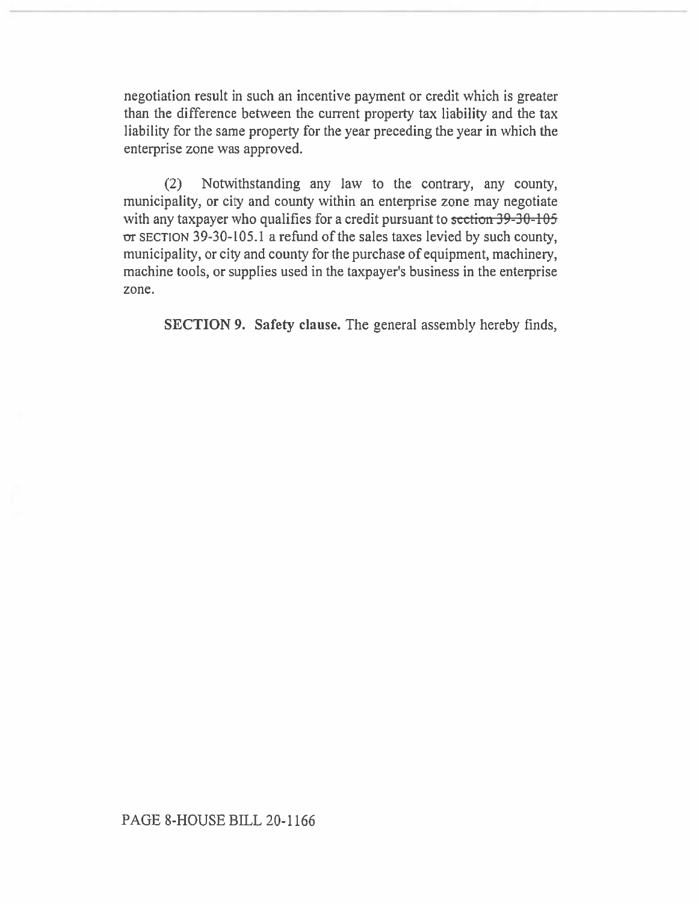negotiation result in such an incentive payment or credit which is greater than the difference between the current property tax liability and the tax liability for the same property for the year preceding the year in which the enterprise zone was approved.

(2) Notwithstanding any law to the contrary, any county, municipality, or city and county within an enterprise zone may negotiate with any taxpayer who qualifies for a credit pursuant to ~~section 39-30-105 or~~ SECTION 39-30-105.1 a refund of the sales taxes levied by such county, municipality, or city and county for the purchase of equipment, machinery, machine tools, or supplies used in the taxpayer's business in the enterprise zone.

**SECTION 9. Safety clause.** The general assembly hereby finds,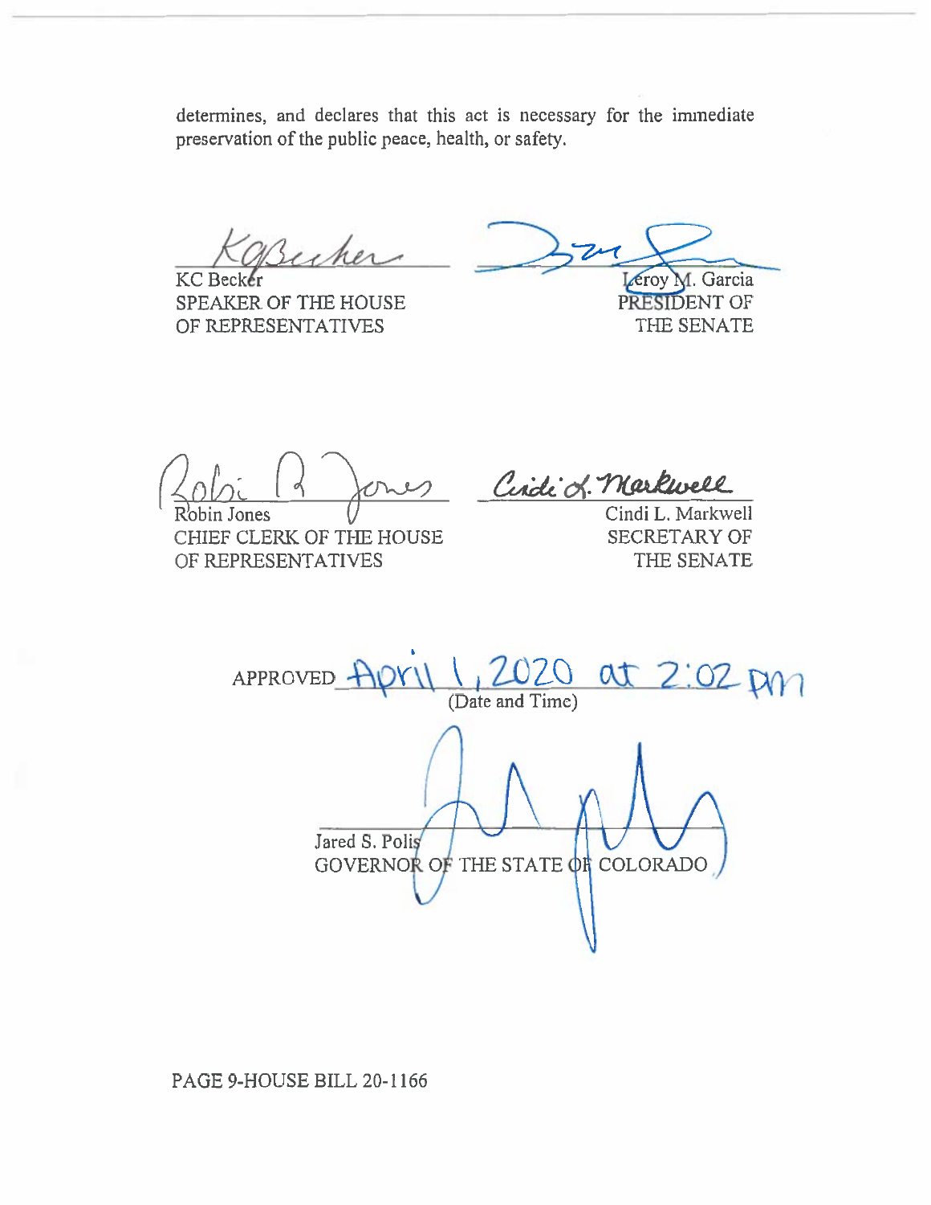determines, and declares that this act is necessary for the immediate preservation of the public peace, health, or safety.

KC Becker
SPEAKER OF THE HOUSE
OF REPRESENTATIVES

Leroy M. Garcia
PRESIDENT OF
THE SENATE

Robin Jones
CHIEF CLERK OF THE HOUSE
OF REPRESENTATIVES

Cindi L. Markwell
SECRETARY OF
THE SENATE

APPROVED April 1, 2020 at 2:02 pm
(Date and Time)

Jared S. Polis
GOVERNOR OF THE STATE OF COLORADO

PAGE 9-HOUSE BILL 20-1166